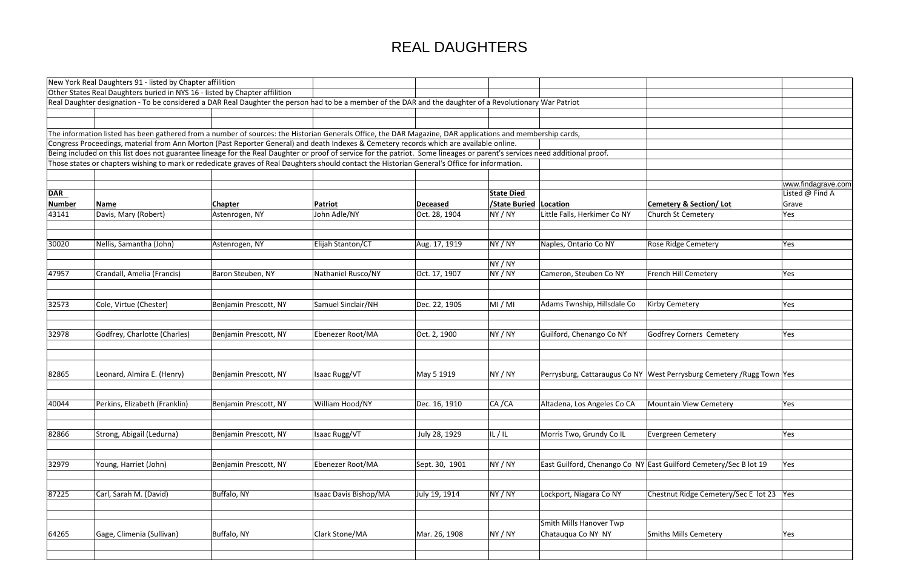# REAL DAUGHTERS

New York Real Daughters 91 - listed by Chapter affilition

Other States Real Daughters buried in NYS 16 - listed by Chapter affilition

Real Daughter designation - To be considered a DAR Real Daughter the person had to be a member of the DAR and the daughter of a Revolutionary War Patriot

The information listed has been gathered from a number of sources: the Historian Generals Office, the DAR Magazine, DAR applications and membership cards,
Congress Proceedings, material from Ann Morton (Past Reporter General) and death Indexes & Cemetery records which are available online.
Being included on this list does not guarantee lineage for the Real Daughter or proof of service for the patriot. Some lineages or parent's services need additional proof.
Those states or chapters wishing to mark or rededicate graves of Real Daughters should contact the Historian General's Office for information.

| DAR Number | Name | Chapter | Patriot | Deceased | State Died /State Buried | Location | Cemetery & Section/ Lot | www.findagrave.com Listed @ Find A Grave |
|---|---|---|---|---|---|---|---|---|
| 43141 | Davis, Mary (Robert) | Astenrogen, NY | John Adle/NY | Oct. 28, 1904 | NY / NY | Little Falls, Herkimer Co NY | Church St Cemetery | Yes |
| 30020 | Nellis, Samantha (John) | Astenrogen, NY | Elijah Stanton/CT | Aug. 17, 1919 | NY / NY | Naples, Ontario Co NY | Rose Ridge Cemetery | Yes |
| | | | | | NY / NY | | | |
| 47957 | Crandall, Amelia (Francis) | Baron Steuben, NY | Nathaniel Rusco/NY | Oct. 17, 1907 | NY / NY | Cameron, Steuben Co NY | French Hill Cemetery | Yes |
| 32573 | Cole, Virtue (Chester) | Benjamin Prescott, NY | Samuel Sinclair/NH | Dec. 22, 1905 | MI / MI | Adams Twnship, Hillsdale Co | Kirby Cemetery | Yes |
| 32978 | Godfrey, Charlotte (Charles) | Benjamin Prescott, NY | Ebenezer Root/MA | Oct. 2, 1900 | NY / NY | Guilford, Chenango Co NY | Godfrey Corners Cemetery | Yes |
| 82865 | Leonard, Almira E. (Henry) | Benjamin Prescott, NY | Isaac Rugg/VT | May 5 1919 | NY / NY | Perrysburg, Cattaraugus Co NY | West Perrysburg Cemetery /Rugg Town | Yes |
| 40044 | Perkins, Elizabeth (Franklin) | Benjamin Prescott, NY | William Hood/NY | Dec. 16, 1910 | CA /CA | Altadena, Los Angeles Co CA | Mountain View Cemetery | Yes |
| 82866 | Strong, Abigail (Ledurna) | Benjamin Prescott, NY | Isaac Rugg/VT | July 28, 1929 | IL / IL | Morris Two, Grundy Co IL | Evergreen Cemetery | Yes |
| 32979 | Young, Harriet (John) | Benjamin Prescott, NY | Ebenezer Root/MA | Sept. 30, 1901 | NY / NY | East Guilford, Chenango Co NY | East Guilford Cemetery/Sec B lot 19 | Yes |
| 87225 | Carl, Sarah M. (David) | Buffalo, NY | Isaac Davis Bishop/MA | July 19, 1914 | NY / NY | Lockport, Niagara Co NY | Chestnut Ridge Cemetery/Sec E lot 23 | Yes |
| 64265 | Gage, Climenia (Sullivan) | Buffalo, NY | Clark Stone/MA | Mar. 26, 1908 | NY / NY | Smith Mills Hanover Twp Chatauqua Co NY NY | Smiths Mills Cemetery | Yes |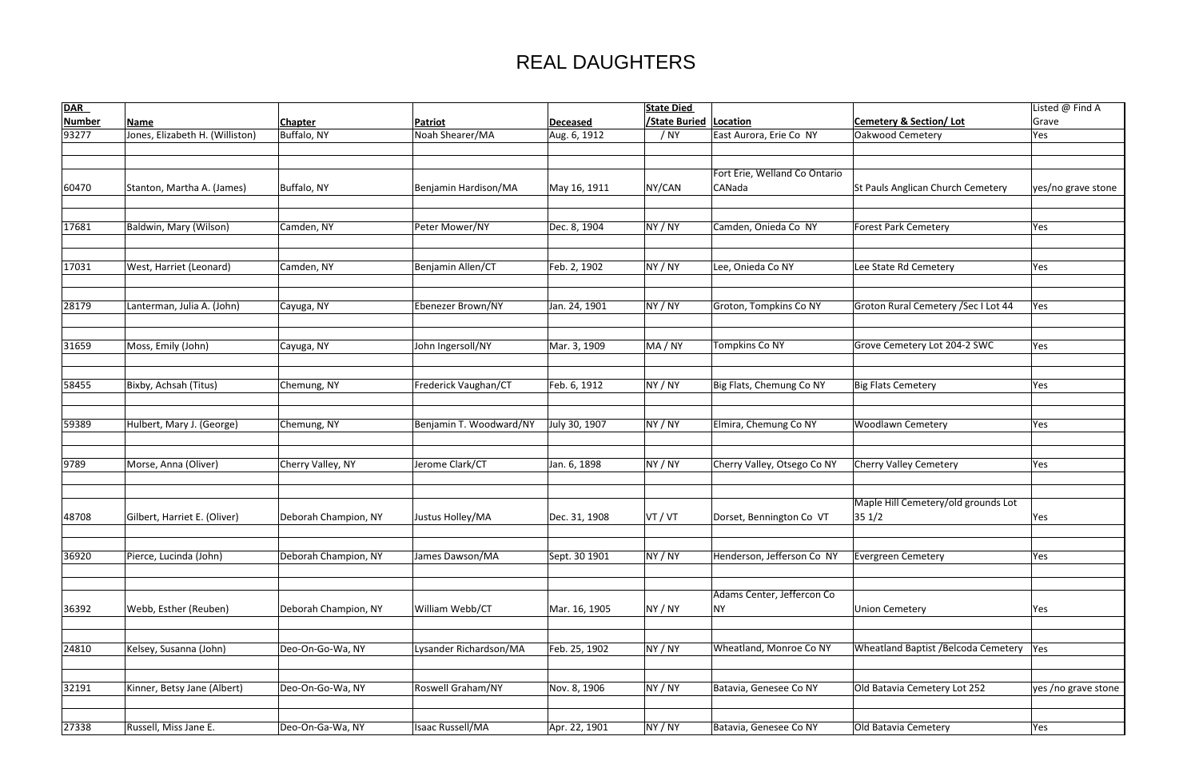# REAL DAUGHTERS

| DAR Number | Name | Chapter | Patriot | Deceased | State Died /State Buried | Location | Cemetery & Section/ Lot | Listed @ Find A Grave |
|---|---|---|---|---|---|---|---|---|
| 93277 | Jones, Elizabeth H. (Williston) | Buffalo, NY | Noah Shearer/MA | Aug. 6, 1912 | / NY | East Aurora, Erie Co NY | Oakwood Cemetery | Yes |
| 60470 | Stanton, Martha A. (James) | Buffalo, NY | Benjamin Hardison/MA | May 16, 1911 | NY/CAN | Fort Erie, Welland Co Ontario CANada | St Pauls Anglican Church Cemetery | yes/no grave stone |
| 17681 | Baldwin, Mary (Wilson) | Camden, NY | Peter Mower/NY | Dec. 8, 1904 | NY / NY | Camden, Onieda Co NY | Forest Park Cemetery | Yes |
| 17031 | West, Harriet (Leonard) | Camden, NY | Benjamin Allen/CT | Feb. 2, 1902 | NY / NY | Lee, Onieda Co NY | Lee State Rd Cemetery | Yes |
| 28179 | Lanterman, Julia A. (John) | Cayuga, NY | Ebenezer Brown/NY | Jan. 24, 1901 | NY / NY | Groton, Tompkins Co NY | Groton Rural Cemetery /Sec I Lot 44 | Yes |
| 31659 | Moss, Emily (John) | Cayuga, NY | John Ingersoll/NY | Mar. 3, 1909 | MA / NY | Tompkins Co NY | Grove Cemetery Lot 204-2 SWC | Yes |
| 58455 | Bixby, Achsah (Titus) | Chemung, NY | Frederick Vaughan/CT | Feb. 6, 1912 | NY / NY | Big Flats, Chemung Co NY | Big Flats Cemetery | Yes |
| 59389 | Hulbert, Mary J. (George) | Chemung, NY | Benjamin T. Woodward/NY | July 30, 1907 | NY / NY | Elmira, Chemung Co NY | Woodlawn Cemetery | Yes |
| 9789 | Morse, Anna (Oliver) | Cherry Valley, NY | Jerome Clark/CT | Jan. 6, 1898 | NY / NY | Cherry Valley, Otsego Co NY | Cherry Valley Cemetery | Yes |
| 48708 | Gilbert, Harriet E. (Oliver) | Deborah Champion, NY | Justus Holley/MA | Dec. 31, 1908 | VT / VT | Dorset, Bennington Co VT | Maple Hill Cemetery/old grounds Lot 35 1/2 | Yes |
| 36920 | Pierce, Lucinda (John) | Deborah Champion, NY | James Dawson/MA | Sept. 30 1901 | NY / NY | Henderson, Jefferson Co NY | Evergreen Cemetery | Yes |
| 36392 | Webb, Esther (Reuben) | Deborah Champion, NY | William Webb/CT | Mar. 16, 1905 | NY / NY | Adams Center, Jeffercon Co NY | Union Cemetery | Yes |
| 24810 | Kelsey, Susanna (John) | Deo-On-Go-Wa, NY | Lysander Richardson/MA | Feb. 25, 1902 | NY / NY | Wheatland, Monroe Co NY | Wheatland Baptist /Belcoda Cemetery | Yes |
| 32191 | Kinner, Betsy Jane (Albert) | Deo-On-Go-Wa, NY | Roswell Graham/NY | Nov. 8, 1906 | NY / NY | Batavia, Genesee Co NY | Old Batavia Cemetery Lot 252 | yes /no grave stone |
| 27338 | Russell, Miss Jane E. | Deo-On-Ga-Wa, NY | Isaac Russell/MA | Apr. 22, 1901 | NY / NY | Batavia, Genesee Co NY | Old Batavia Cemetery | Yes |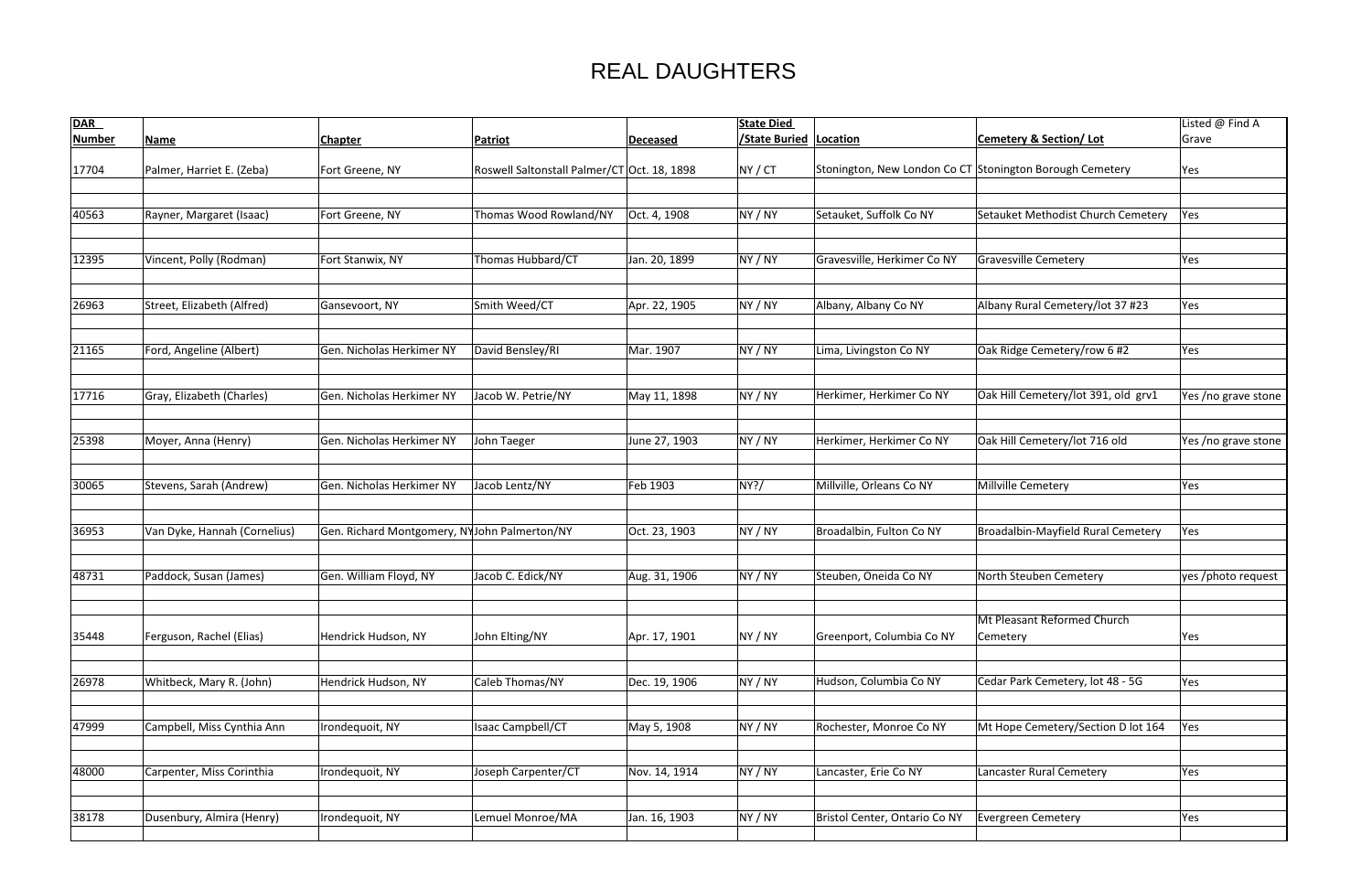# REAL DAUGHTERS

| DAR Number | Name | Chapter | Patriot | Deceased | State Died /State Buried | Location | Cemetery & Section/ Lot | Listed @ Find A Grave |
|---|---|---|---|---|---|---|---|---|
| 17704 | Palmer, Harriet E. (Zeba) | Fort Greene, NY | Roswell Saltonstall Palmer/CT | Oct. 18, 1898 | NY / CT | Stonington, New London Co CT | Stonington Borough Cemetery | Yes |
| 40563 | Rayner, Margaret (Isaac) | Fort Greene, NY | Thomas Wood Rowland/NY | Oct. 4, 1908 | NY / NY | Setauket, Suffolk Co NY | Setauket Methodist Church Cemetery | Yes |
| 12395 | Vincent, Polly (Rodman) | Fort Stanwix, NY | Thomas Hubbard/CT | Jan. 20, 1899 | NY / NY | Gravesville, Herkimer Co NY | Gravesville Cemetery | Yes |
| 26963 | Street, Elizabeth (Alfred) | Gansevoort, NY | Smith Weed/CT | Apr. 22, 1905 | NY / NY | Albany, Albany Co NY | Albany Rural Cemetery/lot 37 #23 | Yes |
| 21165 | Ford, Angeline (Albert) | Gen. Nicholas Herkimer NY | David Bensley/RI | Mar. 1907 | NY / NY | Lima, Livingston Co NY | Oak Ridge Cemetery/row 6 #2 | Yes |
| 17716 | Gray, Elizabeth (Charles) | Gen. Nicholas Herkimer NY | Jacob W. Petrie/NY | May 11, 1898 | NY / NY | Herkimer, Herkimer Co NY | Oak Hill Cemetery/lot 391, old grv1 | Yes /no grave stone |
| 25398 | Moyer, Anna (Henry) | Gen. Nicholas Herkimer NY | John Taeger | June 27, 1903 | NY / NY | Herkimer, Herkimer Co NY | Oak Hill Cemetery/lot 716 old | Yes /no grave stone |
| 30065 | Stevens, Sarah (Andrew) | Gen. Nicholas Herkimer NY | Jacob Lentz/NY | Feb 1903 | NY?/ | Millville, Orleans Co NY | Millville Cemetery | Yes |
| 36953 | Van Dyke, Hannah (Cornelius) | Gen. Richard Montgomery, NY | John Palmerton/NY | Oct. 23, 1903 | NY / NY | Broadalbin, Fulton Co NY | Broadalbin-Mayfield Rural Cemetery | Yes |
| 48731 | Paddock, Susan (James) | Gen. William Floyd, NY | Jacob C. Edick/NY | Aug. 31, 1906 | NY / NY | Steuben, Oneida Co NY | North Steuben Cemetery | yes /photo request |
| 35448 | Ferguson, Rachel (Elias) | Hendrick Hudson, NY | John Elting/NY | Apr. 17, 1901 | NY / NY | Greenport, Columbia Co NY | Mt Pleasant Reformed Church Cemetery | Yes |
| 26978 | Whitbeck, Mary R. (John) | Hendrick Hudson, NY | Caleb Thomas/NY | Dec. 19, 1906 | NY / NY | Hudson, Columbia Co NY | Cedar Park Cemetery, lot 48 - 5G | Yes |
| 47999 | Campbell, Miss Cynthia Ann | Irondequoit, NY | Isaac Campbell/CT | May 5, 1908 | NY / NY | Rochester, Monroe Co NY | Mt Hope Cemetery/Section D lot 164 | Yes |
| 48000 | Carpenter, Miss Corinthia | Irondequoit, NY | Joseph Carpenter/CT | Nov. 14, 1914 | NY / NY | Lancaster, Erie Co NY | Lancaster Rural Cemetery | Yes |
| 38178 | Dusenbury, Almira (Henry) | Irondequoit, NY | Lemuel Monroe/MA | Jan. 16, 1903 | NY / NY | Bristol Center, Ontario Co NY | Evergreen Cemetery | Yes |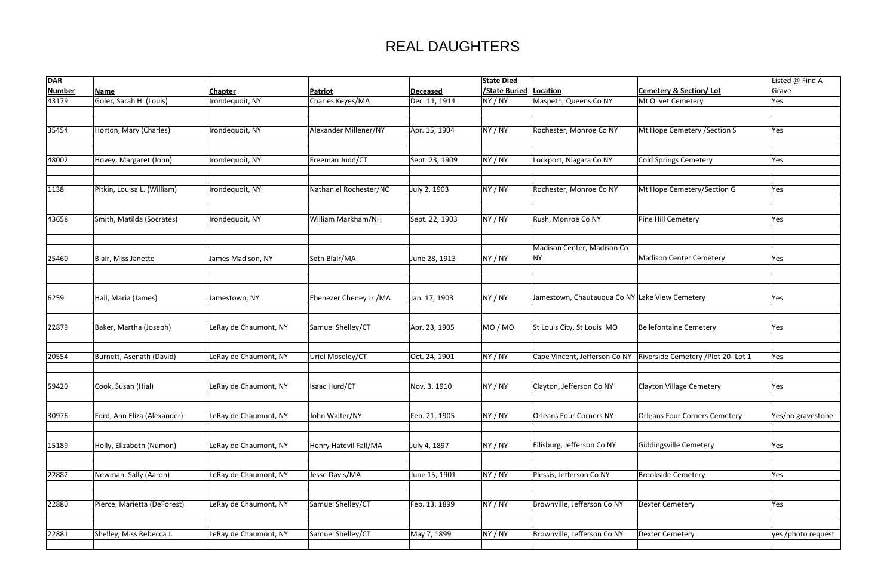# REAL DAUGHTERS

| DAR Number | Name | Chapter | Patriot | Deceased | State Died /State Buried | Location | Cemetery & Section/ Lot | Listed @ Find A Grave |
|---|---|---|---|---|---|---|---|---|
| 43179 | Goler, Sarah H. (Louis) | Irondequoit, NY | Charles Keyes/MA | Dec. 11, 1914 | NY / NY | Maspeth, Queens Co NY | Mt Olivet Cemetery | Yes |
| 35454 | Horton, Mary (Charles) | Irondequoit, NY | Alexander Millener/NY | Apr. 15, 1904 | NY / NY | Rochester, Monroe Co NY | Mt Hope Cemetery /Section S | Yes |
| 48002 | Hovey, Margaret (John) | Irondequoit, NY | Freeman Judd/CT | Sept. 23, 1909 | NY / NY | Lockport, Niagara Co NY | Cold Springs Cemetery | Yes |
| 1138 | Pitkin, Louisa L. (William) | Irondequoit, NY | Nathaniel Rochester/NC | July 2, 1903 | NY / NY | Rochester, Monroe Co NY | Mt Hope Cemetery/Section G | Yes |
| 43658 | Smith, Matilda (Socrates) | Irondequoit, NY | William Markham/NH | Sept. 22, 1903 | NY / NY | Rush, Monroe Co NY | Pine Hill Cemetery | Yes |
| 25460 | Blair, Miss Janette | James Madison, NY | Seth Blair/MA | June 28, 1913 | NY / NY | Madison Center, Madison Co NY | Madison Center Cemetery | Yes |
| 6259 | Hall, Maria (James) | Jamestown, NY | Ebenezer Cheney Jr./MA | Jan. 17, 1903 | NY / NY | Jamestown, Chautauqua Co NY | Lake View Cemetery | Yes |
| 22879 | Baker, Martha (Joseph) | LeRay de Chaumont, NY | Samuel Shelley/CT | Apr. 23, 1905 | MO / MO | St Louis City, St Louis MO | Bellefontaine Cemetery | Yes |
| 20554 | Burnett, Asenath (David) | LeRay de Chaumont, NY | Uriel Moseley/CT | Oct. 24, 1901 | NY / NY | Cape Vincent, Jefferson Co NY | Riverside Cemetery /Plot 20- Lot 1 | Yes |
| 59420 | Cook, Susan (Hial) | LeRay de Chaumont, NY | Isaac Hurd/CT | Nov. 3, 1910 | NY / NY | Clayton, Jefferson Co NY | Clayton Village Cemetery | Yes |
| 30976 | Ford, Ann Eliza (Alexander) | LeRay de Chaumont, NY | John Walter/NY | Feb. 21, 1905 | NY / NY | Orleans Four Corners NY | Orleans Four Corners Cemetery | Yes/no gravestone |
| 15189 | Holly, Elizabeth (Numon) | LeRay de Chaumont, NY | Henry Hatevil Fall/MA | July 4, 1897 | NY / NY | Ellisburg, Jefferson Co NY | Giddingsville Cemetery | Yes |
| 22882 | Newman, Sally (Aaron) | LeRay de Chaumont, NY | Jesse Davis/MA | June 15, 1901 | NY / NY | Plessis, Jefferson Co NY | Brookside Cemetery | Yes |
| 22880 | Pierce, Marietta (DeForest) | LeRay de Chaumont, NY | Samuel Shelley/CT | Feb. 13, 1899 | NY / NY | Brownville, Jefferson Co NY | Dexter Cemetery | Yes |
| 22881 | Shelley, Miss Rebecca J. | LeRay de Chaumont, NY | Samuel Shelley/CT | May 7, 1899 | NY / NY | Brownville, Jefferson Co NY | Dexter Cemetery | yes /photo request |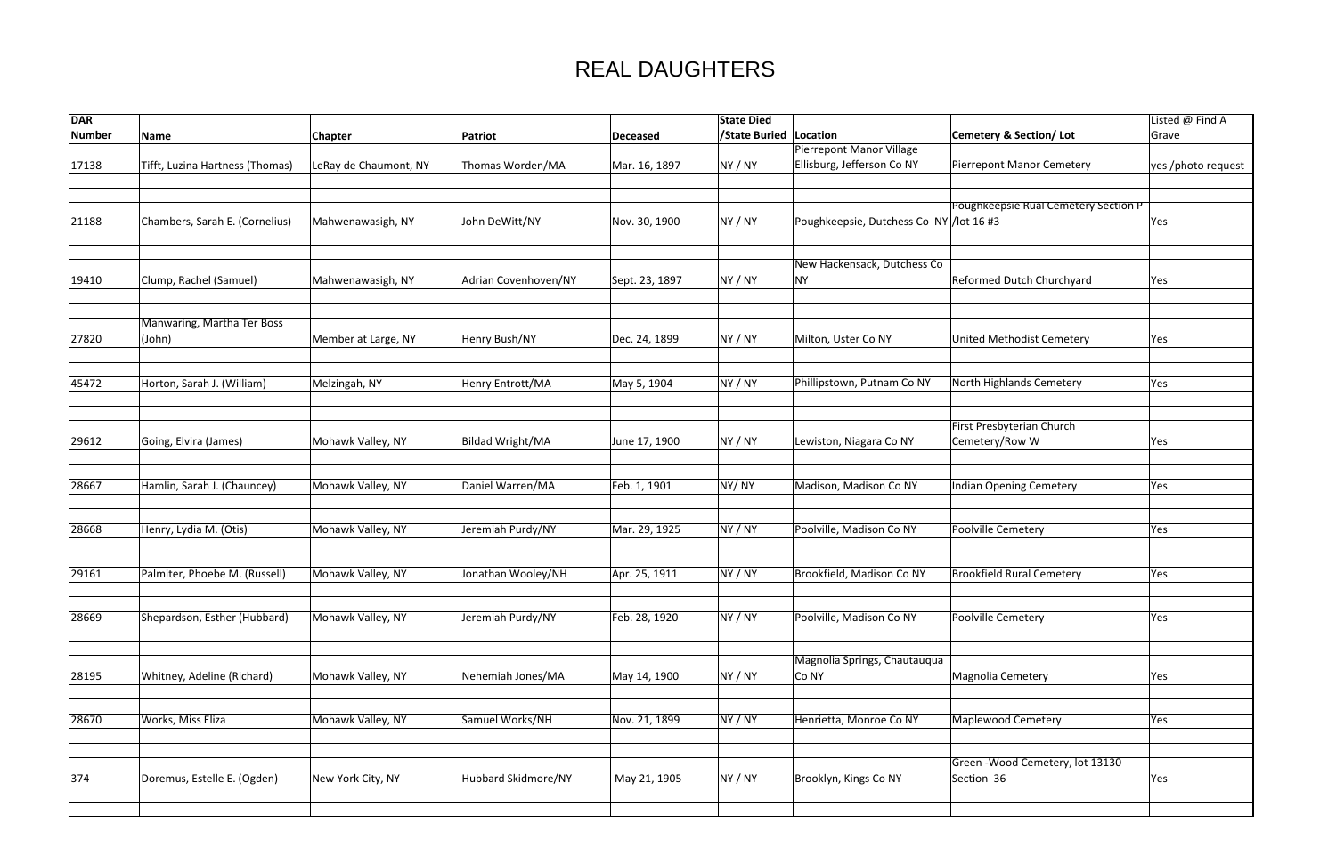# REAL DAUGHTERS

| DAR Number | Name | Chapter | Patriot | Deceased | State Died /State Buried | Location | Cemetery & Section/ Lot | Listed @ Find A Grave |
|---|---|---|---|---|---|---|---|---|
| 17138 | Tifft, Luzina Hartness (Thomas) | LeRay de Chaumont, NY | Thomas Worden/MA | Mar. 16, 1897 | NY / NY | Pierrepont Manor Village Ellisburg, Jefferson Co NY | Pierrepont Manor Cemetery | yes /photo request |
| 21188 | Chambers, Sarah E. (Cornelius) | Mahwenawasigh, NY | John DeWitt/NY | Nov. 30, 1900 | NY / NY | Poughkeepsie, Dutchess Co NY | Poughkeepsie Rual Cemetery Section P /lot 16 #3 | Yes |
| 19410 | Clump, Rachel (Samuel) | Mahwenawasigh, NY | Adrian Covenhoven/NY | Sept. 23, 1897 | NY / NY | New Hackensack, Dutchess Co NY | Reformed Dutch Churchyard | Yes |
| 27820 | Manwaring, Martha Ter Boss (John) | Member at Large, NY | Henry Bush/NY | Dec. 24, 1899 | NY / NY | Milton, Uster Co NY | United Methodist Cemetery | Yes |
| 45472 | Horton, Sarah J. (William) | Melzingah, NY | Henry Entrott/MA | May 5, 1904 | NY / NY | Phillipstown, Putnam Co NY | North Highlands Cemetery | Yes |
| 29612 | Going, Elvira (James) | Mohawk Valley, NY | Bildad Wright/MA | June 17, 1900 | NY / NY | Lewiston, Niagara Co NY | First Presbyterian Church Cemetery/Row W | Yes |
| 28667 | Hamlin, Sarah J. (Chauncey) | Mohawk Valley, NY | Daniel Warren/MA | Feb. 1, 1901 | NY/ NY | Madison, Madison Co NY | Indian Opening Cemetery | Yes |
| 28668 | Henry, Lydia M. (Otis) | Mohawk Valley, NY | Jeremiah Purdy/NY | Mar. 29, 1925 | NY / NY | Poolville, Madison Co NY | Poolville Cemetery | Yes |
| 29161 | Palmiter, Phoebe M. (Russell) | Mohawk Valley, NY | Jonathan Wooley/NH | Apr. 25, 1911 | NY / NY | Brookfield, Madison Co NY | Brookfield Rural Cemetery | Yes |
| 28669 | Shepardson, Esther (Hubbard) | Mohawk Valley, NY | Jeremiah Purdy/NY | Feb. 28, 1920 | NY / NY | Poolville, Madison Co NY | Poolville Cemetery | Yes |
| 28195 | Whitney, Adeline (Richard) | Mohawk Valley, NY | Nehemiah Jones/MA | May 14, 1900 | NY / NY | Magnolia Springs, Chautauqua Co NY | Magnolia Cemetery | Yes |
| 28670 | Works, Miss Eliza | Mohawk Valley, NY | Samuel Works/NH | Nov. 21, 1899 | NY / NY | Henrietta, Monroe Co NY | Maplewood Cemetery | Yes |
| 374 | Doremus, Estelle E. (Ogden) | New York City, NY | Hubbard Skidmore/NY | May 21, 1905 | NY / NY | Brooklyn, Kings Co NY | Green -Wood Cemetery, lot 13130 Section 36 | Yes |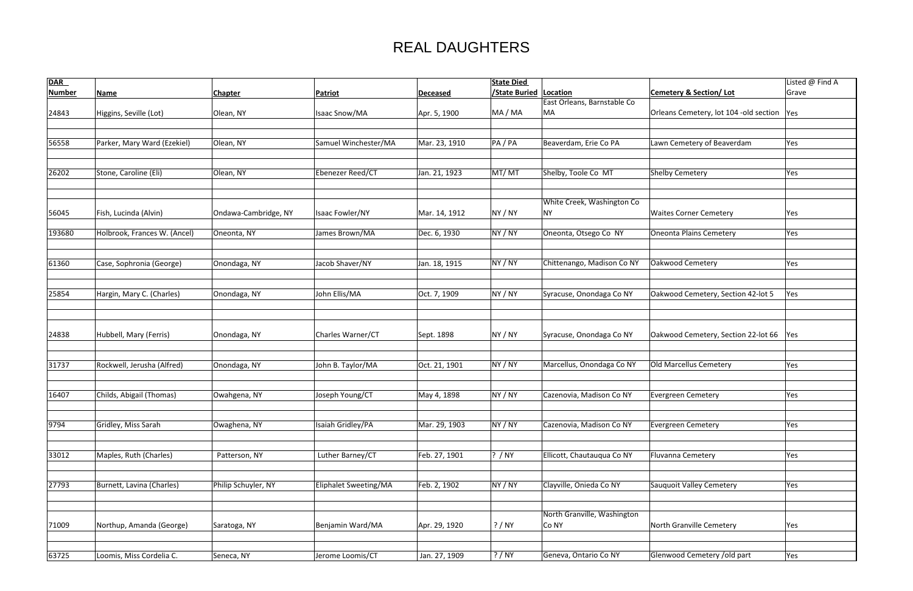# REAL DAUGHTERS

| DAR Number | Name | Chapter | Patriot | Deceased | State Died /State Buried | Location | Cemetery & Section/ Lot | Listed @ Find A Grave |
|---|---|---|---|---|---|---|---|---|
| 24843 | Higgins, Seville (Lot) | Olean, NY | Isaac Snow/MA | Apr. 5, 1900 | MA / MA | East Orleans, Barnstable Co MA | Orleans Cemetery, lot 104 -old section | Yes |
| 56558 | Parker, Mary Ward (Ezekiel) | Olean, NY | Samuel Winchester/MA | Mar. 23, 1910 | PA / PA | Beaverdam, Erie Co PA | Lawn Cemetery of Beaverdam | Yes |
| 26202 | Stone, Caroline (Eli) | Olean, NY | Ebenezer Reed/CT | Jan. 21, 1923 | MT/ MT | Shelby, Toole Co MT | Shelby Cemetery | Yes |
| 56045 | Fish, Lucinda (Alvin) | Ondawa-Cambridge, NY | Isaac Fowler/NY | Mar. 14, 1912 | NY / NY | White Creek, Washington Co NY | Waites Corner Cemetery | Yes |
| 193680 | Holbrook, Frances W. (Ancel) | Oneonta, NY | James Brown/MA | Dec. 6, 1930 | NY / NY | Oneonta, Otsego Co NY | Oneonta Plains Cemetery | Yes |
| 61360 | Case, Sophronia (George) | Onondaga, NY | Jacob Shaver/NY | Jan. 18, 1915 | NY / NY | Chittenango, Madison Co NY | Oakwood Cemetery | Yes |
| 25854 | Hargin, Mary C. (Charles) | Onondaga, NY | John Ellis/MA | Oct. 7, 1909 | NY / NY | Syracuse, Onondaga Co NY | Oakwood Cemetery, Section 42-lot 5 | Yes |
| 24838 | Hubbell, Mary (Ferris) | Onondaga, NY | Charles Warner/CT | Sept. 1898 | NY / NY | Syracuse, Onondaga Co NY | Oakwood Cemetery, Section 22-lot 66 | Yes |
| 31737 | Rockwell, Jerusha (Alfred) | Onondaga, NY | John B. Taylor/MA | Oct. 21, 1901 | NY / NY | Marcellus, Onondaga Co NY | Old Marcellus Cemetery | Yes |
| 16407 | Childs, Abigail (Thomas) | Owahgena, NY | Joseph Young/CT | May 4, 1898 | NY / NY | Cazenovia, Madison Co NY | Evergreen Cemetery | Yes |
| 9794 | Gridley, Miss Sarah | Owaghena, NY | Isaiah Gridley/PA | Mar. 29, 1903 | NY / NY | Cazenovia, Madison Co NY | Evergreen Cemetery | Yes |
| 33012 | Maples, Ruth (Charles) | Patterson, NY | Luther Barney/CT | Feb. 27, 1901 | ? / NY | Ellicott, Chautauqua Co NY | Fluvanna Cemetery | Yes |
| 27793 | Burnett, Lavina (Charles) | Philip Schuyler, NY | Eliphalet Sweeting/MA | Feb. 2, 1902 | NY / NY | Clayville, Onieda Co NY | Sauquoit Valley Cemetery | Yes |
| 71009 | Northup, Amanda (George) | Saratoga, NY | Benjamin Ward/MA | Apr. 29, 1920 | ? / NY | North Granville, Washington Co NY | North Granville Cemetery | Yes |
| 63725 | Loomis, Miss Cordelia C. | Seneca, NY | Jerome Loomis/CT | Jan. 27, 1909 | ? / NY | Geneva, Ontario Co NY | Glenwood Cemetery /old part | Yes |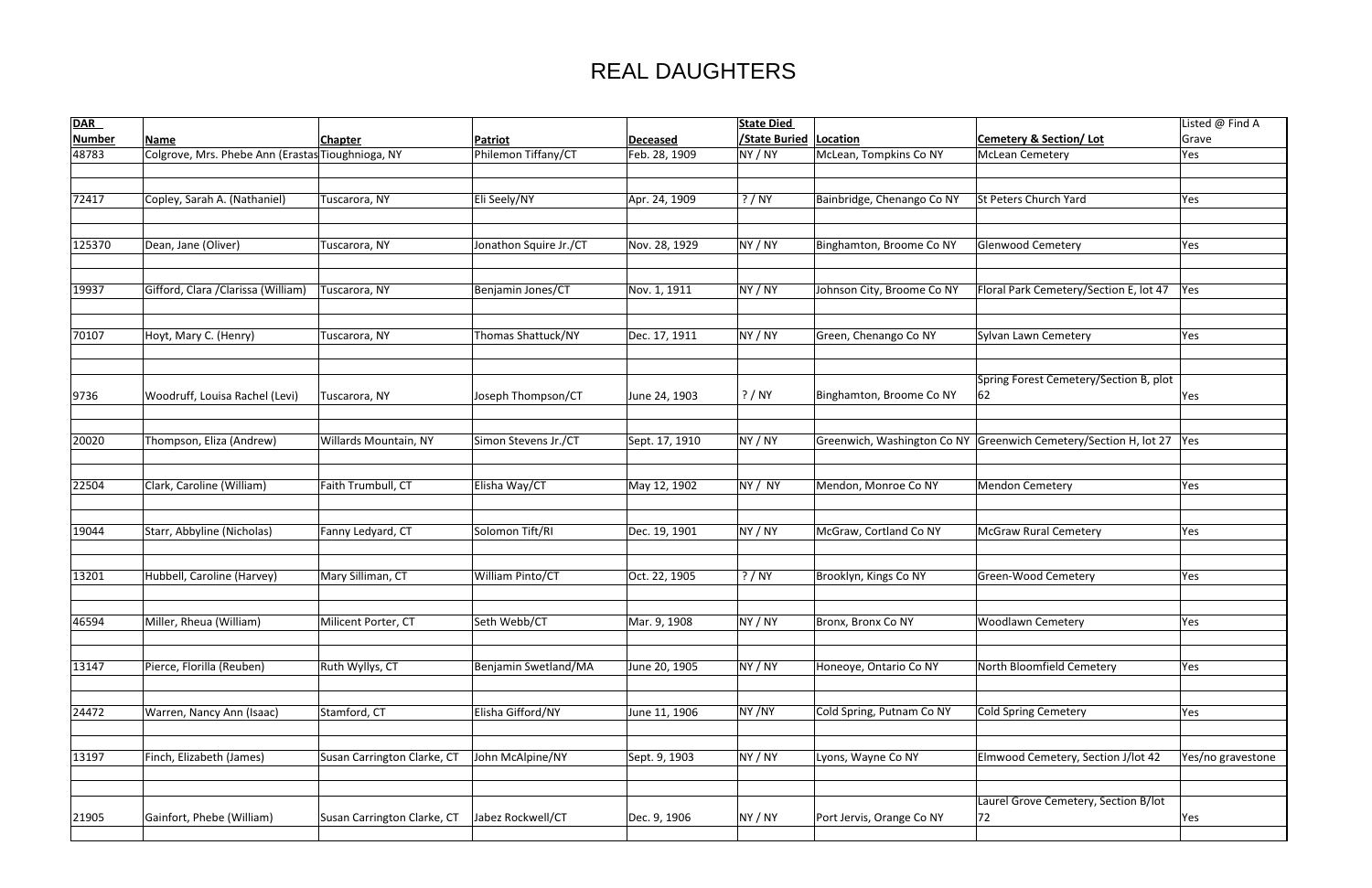# REAL DAUGHTERS

| DAR Number | Name | Chapter | Patriot | Deceased | State Died /State Buried | Location | Cemetery & Section/ Lot | Listed @ Find A Grave |
|---|---|---|---|---|---|---|---|---|
| 48783 | Colgrove, Mrs. Phebe Ann (Erastus) | Tioughnioga, NY | Philemon Tiffany/CT | Feb. 28, 1909 | NY / NY | McLean, Tompkins Co NY | McLean Cemetery | Yes |
| 72417 | Copley, Sarah A. (Nathaniel) | Tuscarora, NY | Eli Seely/NY | Apr. 24, 1909 | ? / NY | Bainbridge, Chenango Co NY | St Peters Church Yard | Yes |
| 125370 | Dean, Jane (Oliver) | Tuscarora, NY | Jonathon Squire Jr./CT | Nov. 28, 1929 | NY / NY | Binghamton, Broome Co NY | Glenwood Cemetery | Yes |
| 19937 | Gifford, Clara /Clarissa (William) | Tuscarora, NY | Benjamin Jones/CT | Nov. 1, 1911 | NY / NY | Johnson City, Broome Co NY | Floral Park Cemetery/Section E, lot 47 | Yes |
| 70107 | Hoyt, Mary C. (Henry) | Tuscarora, NY | Thomas Shattuck/NY | Dec. 17, 1911 | NY / NY | Green, Chenango Co NY | Sylvan Lawn Cemetery | Yes |
| 9736 | Woodruff, Louisa Rachel (Levi) | Tuscarora, NY | Joseph Thompson/CT | June 24, 1903 | ? / NY | Binghamton, Broome Co NY | Spring Forest Cemetery/Section B, plot 62 | Yes |
| 20020 | Thompson, Eliza (Andrew) | Willards Mountain, NY | Simon Stevens Jr./CT | Sept. 17, 1910 | NY / NY | Greenwich, Washington Co NY | Greenwich Cemetery/Section H, lot 27 | Yes |
| 22504 | Clark, Caroline (William) | Faith Trumbull, CT | Elisha Way/CT | May 12, 1902 | NY / NY | Mendon, Monroe Co NY | Mendon Cemetery | Yes |
| 19044 | Starr, Abbyline (Nicholas) | Fanny Ledyard, CT | Solomon Tift/RI | Dec. 19, 1901 | NY / NY | McGraw, Cortland Co NY | McGraw Rural Cemetery | Yes |
| 13201 | Hubbell, Caroline (Harvey) | Mary Silliman, CT | William Pinto/CT | Oct. 22, 1905 | ? / NY | Brooklyn, Kings Co NY | Green-Wood Cemetery | Yes |
| 46594 | Miller, Rheua (William) | Milicent Porter, CT | Seth Webb/CT | Mar. 9, 1908 | NY / NY | Bronx, Bronx Co NY | Woodlawn Cemetery | Yes |
| 13147 | Pierce, Florilla (Reuben) | Ruth Wyllys, CT | Benjamin Swetland/MA | June 20, 1905 | NY / NY | Honeoye, Ontario Co NY | North Bloomfield Cemetery | Yes |
| 24472 | Warren, Nancy Ann (Isaac) | Stamford, CT | Elisha Gifford/NY | June 11, 1906 | NY /NY | Cold Spring, Putnam Co NY | Cold Spring Cemetery | Yes |
| 13197 | Finch, Elizabeth (James) | Susan Carrington Clarke, CT | John McAlpine/NY | Sept. 9, 1903 | NY / NY | Lyons, Wayne Co NY | Elmwood Cemetery, Section J/lot 42 | Yes/no gravestone |
| 21905 | Gainfort, Phebe (William) | Susan Carrington Clarke, CT | Jabez Rockwell/CT | Dec. 9, 1906 | NY / NY | Port Jervis, Orange Co NY | Laurel Grove Cemetery, Section B/lot 72 | Yes |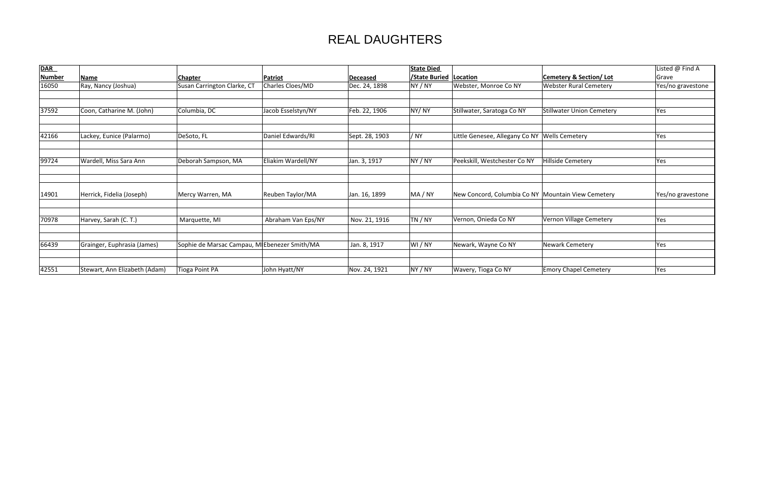# REAL DAUGHTERS

| DAR Number | Name | Chapter | Patriot | Deceased | State Died /State Buried | Location | Cemetery & Section/ Lot | Listed @ Find A Grave |
|---|---|---|---|---|---|---|---|---|
| 16050 | Ray, Nancy (Joshua) | Susan Carrington Clarke, CT | Charles Cloes/MD | Dec. 24, 1898 | NY / NY | Webster, Monroe Co NY | Webster Rural Cemetery | Yes/no gravestone |
| | | | | | | | | |
| | | | | | | | | |
| 37592 | Coon, Catharine M. (John) | Columbia, DC | Jacob Esselstyn/NY | Feb. 22, 1906 | NY/ NY | Stillwater, Saratoga Co NY | Stillwater Union Cemetery | Yes |
| | | | | | | | | |
| | | | | | | | | |
| 42166 | Lackey, Eunice (Palarmo) | DeSoto, FL | Daniel Edwards/RI | Sept. 28, 1903 | / NY | Little Genesee, Allegany Co NY | Wells Cemetery | Yes |
| | | | | | | | | |
| | | | | | | | | |
| 99724 | Wardell, Miss Sara Ann | Deborah Sampson, MA | Eliakim Wardell/NY | Jan. 3, 1917 | NY / NY | Peekskill, Westchester Co NY | Hillside Cemetery | Yes |
| | | | | | | | | |
| | | | | | | | | |
| 14901 | Herrick, Fidelia (Joseph) | Mercy Warren, MA | Reuben Taylor/MA | Jan. 16, 1899 | MA / NY | New Concord, Columbia Co NY | Mountain View Cemetery | Yes/no gravestone |
| | | | | | | | | |
| | | | | | | | | |
| 70978 | Harvey, Sarah (C. T.) | Marquette, MI | Abraham Van Eps/NY | Nov. 21, 1916 | TN / NY | Vernon, Onieda Co NY | Vernon Village Cemetery | Yes |
| | | | | | | | | |
| | | | | | | | | |
| 66439 | Grainger, Euphrasia (James) | Sophie de Marsac Campau, MI | Ebenezer Smith/MA | Jan. 8, 1917 | WI / NY | Newark, Wayne Co NY | Newark Cemetery | Yes |
| | | | | | | | | |
| | | | | | | | | |
| 42551 | Stewart, Ann Elizabeth (Adam) | Tioga Point PA | John Hyatt/NY | Nov. 24, 1921 | NY / NY | Wavery, Tioga Co NY | Emory Chapel Cemetery | Yes |